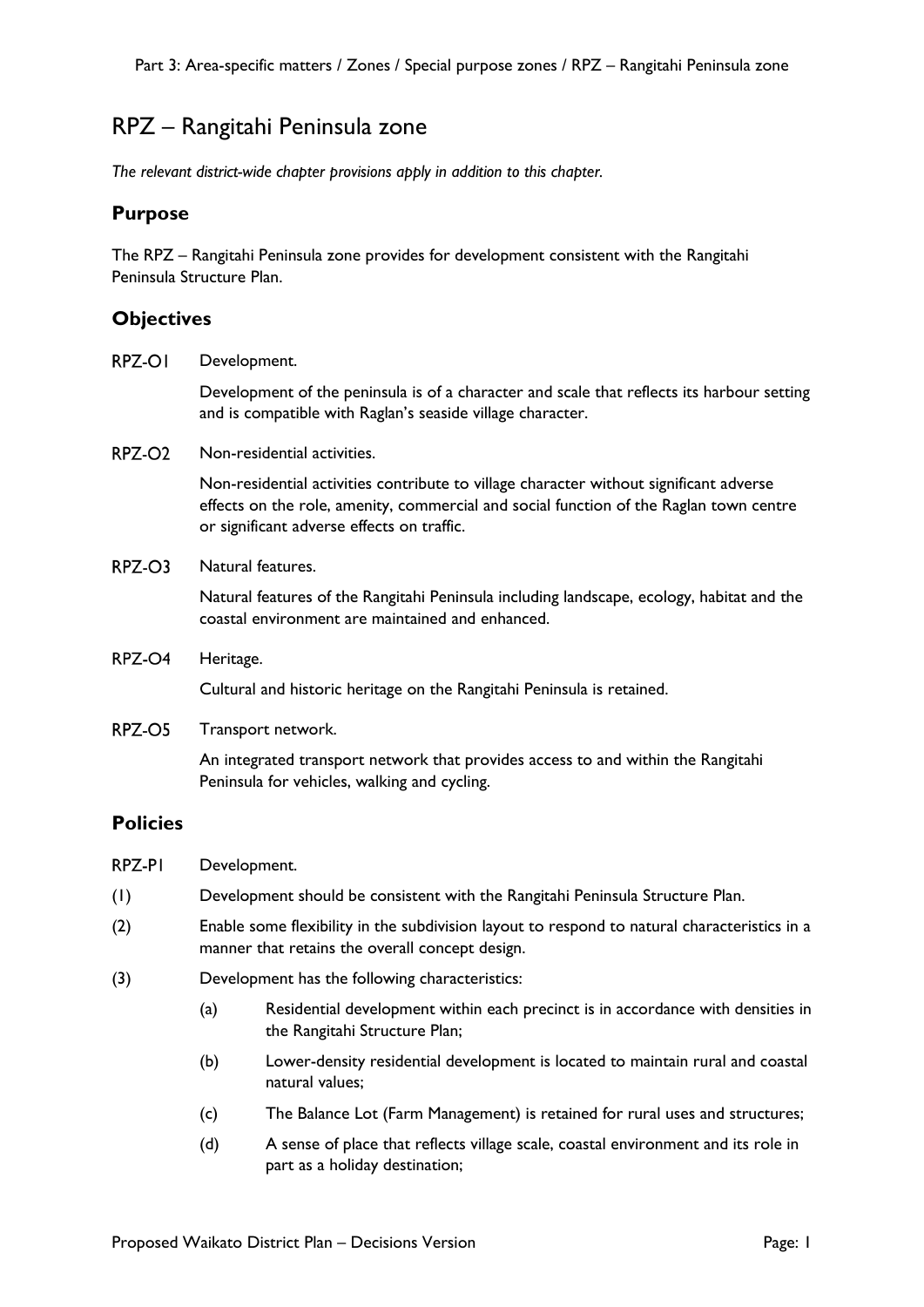# RPZ – Rangitahi Peninsula zone

*The relevant district-wide chapter provisions apply in addition to this chapter.*

## Purpose

The RPZ – Rangitahi Peninsula zone provides for development consistent with the Rangitahi Peninsula Structure Plan.

## Objectives

**RPZ-O1** Development.

Development of the peninsula is of a character and scale that reflects its harbour setting and is compatible with Raglan's seaside village character.

**RPZ-O2** Non-residential activities.

Non-residential activities contribute to village character without significant adverse effects on the role, amenity, commercial and social function of the Raglan town centre or significant adverse effects on traffic.

**RPZ-O3** Natural features.

Natural features of the Rangitahi Peninsula including landscape, ecology, habitat and the coastal environment are maintained and enhanced.

**RPZ-O4** Heritage.

Cultural and historic heritage on the Rangitahi Peninsula is retained.

**RPZ-O5** Transport network.

An integrated transport network that provides access to and within the Rangitahi Peninsula for vehicles, walking and cycling.

## Policies

**RPZ-P1** Development.

(1) Development should be consistent with the Rangitahi Peninsula Structure Plan.

(2) Enable some flexibility in the subdivision layout to respond to natural characteristics in a manner that retains the overall concept design.

(3) Development has the following characteristics:

- (a) Residential development within each precinct is in accordance with densities in the Rangitahi Structure Plan;
- (b) Lower-density residential development is located to maintain rural and coastal natural values;
- (c) The Balance Lot (Farm Management) is retained for rural uses and structures;
- (d) A sense of place that reflects village scale, coastal environment and its role in part as a holiday destination;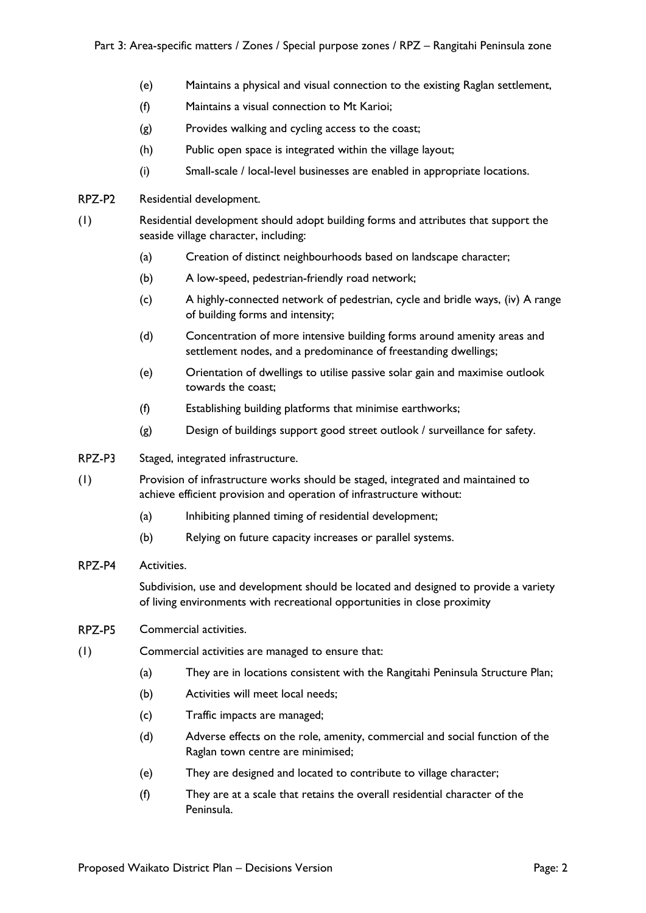(e) Maintains a physical and visual connection to the existing Raglan settlement,

(f) Maintains a visual connection to Mt Karioi;

(g) Provides walking and cycling access to the coast;

(h) Public open space is integrated within the village layout;

(i) Small-scale / local-level businesses are enabled in appropriate locations.

**RPZ-P2** Residential development.

(1) Residential development should adopt building forms and attributes that support the seaside village character, including:

(a) Creation of distinct neighbourhoods based on landscape character;

(b) A low-speed, pedestrian-friendly road network;

(c) A highly-connected network of pedestrian, cycle and bridle ways, (iv) A range of building forms and intensity;

(d) Concentration of more intensive building forms around amenity areas and settlement nodes, and a predominance of freestanding dwellings;

(e) Orientation of dwellings to utilise passive solar gain and maximise outlook towards the coast;

(f) Establishing building platforms that minimise earthworks;

(g) Design of buildings support good street outlook / surveillance for safety.

**RPZ-P3** Staged, integrated infrastructure.

(1) Provision of infrastructure works should be staged, integrated and maintained to achieve efficient provision and operation of infrastructure without:

(a) Inhibiting planned timing of residential development;

(b) Relying on future capacity increases or parallel systems.

**RPZ-P4** Activities.

Subdivision, use and development should be located and designed to provide a variety of living environments with recreational opportunities in close proximity

**RPZ-P5** Commercial activities.

(1) Commercial activities are managed to ensure that:

(a) They are in locations consistent with the Rangitahi Peninsula Structure Plan;

(b) Activities will meet local needs;

(c) Traffic impacts are managed;

(d) Adverse effects on the role, amenity, commercial and social function of the Raglan town centre are minimised;

(e) They are designed and located to contribute to village character;

(f) They are at a scale that retains the overall residential character of the Peninsula.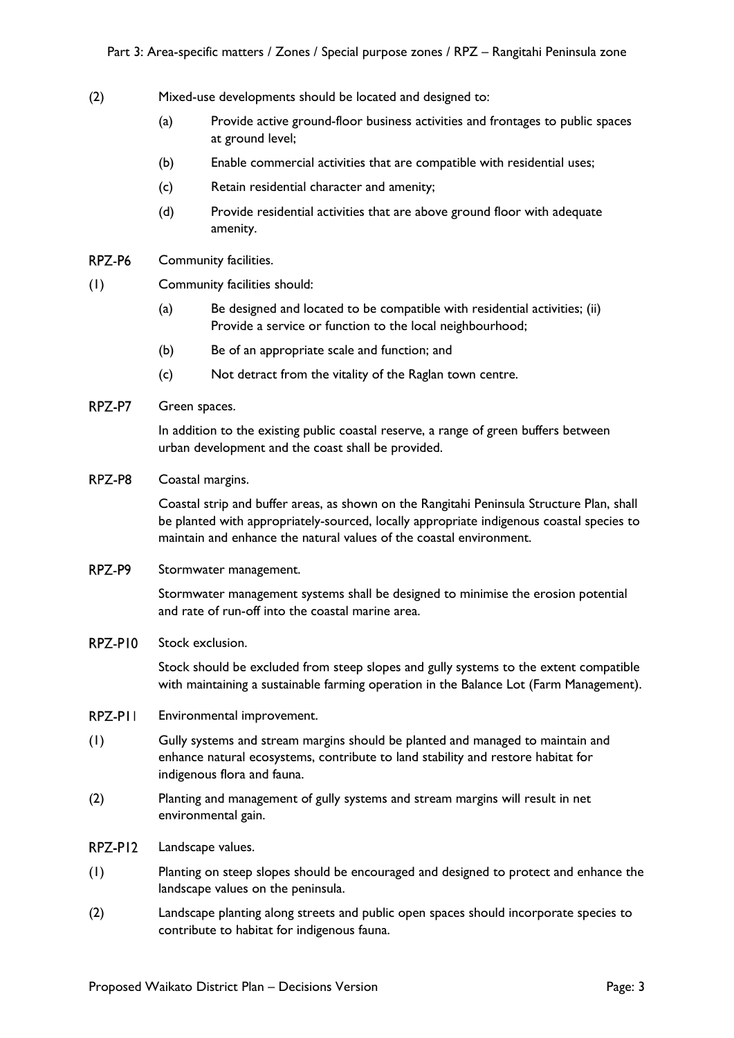(2) Mixed-use developments should be located and designed to:

- (a) Provide active ground-floor business activities and frontages to public spaces at ground level;
- (b) Enable commercial activities that are compatible with residential uses;
- (c) Retain residential character and amenity;
- (d) Provide residential activities that are above ground floor with adequate amenity.

**RPZ-P6** Community facilities.

(1) Community facilities should:

- (a) Be designed and located to be compatible with residential activities; (ii) Provide a service or function to the local neighbourhood;
- (b) Be of an appropriate scale and function; and
- (c) Not detract from the vitality of the Raglan town centre.

**RPZ-P7** Green spaces.

In addition to the existing public coastal reserve, a range of green buffers between urban development and the coast shall be provided.

**RPZ-P8** Coastal margins.

Coastal strip and buffer areas, as shown on the Rangitahi Peninsula Structure Plan, shall be planted with appropriately-sourced, locally appropriate indigenous coastal species to maintain and enhance the natural values of the coastal environment.

**RPZ-P9** Stormwater management.

Stormwater management systems shall be designed to minimise the erosion potential and rate of run-off into the coastal marine area.

**RPZ-P10** Stock exclusion.

Stock should be excluded from steep slopes and gully systems to the extent compatible with maintaining a sustainable farming operation in the Balance Lot (Farm Management).

**RPZ-P11** Environmental improvement.

(1) Gully systems and stream margins should be planted and managed to maintain and enhance natural ecosystems, contribute to land stability and restore habitat for indigenous flora and fauna.

(2) Planting and management of gully systems and stream margins will result in net environmental gain.

**RPZ-P12** Landscape values.

(1) Planting on steep slopes should be encouraged and designed to protect and enhance the landscape values on the peninsula.

(2) Landscape planting along streets and public open spaces should incorporate species to contribute to habitat for indigenous fauna.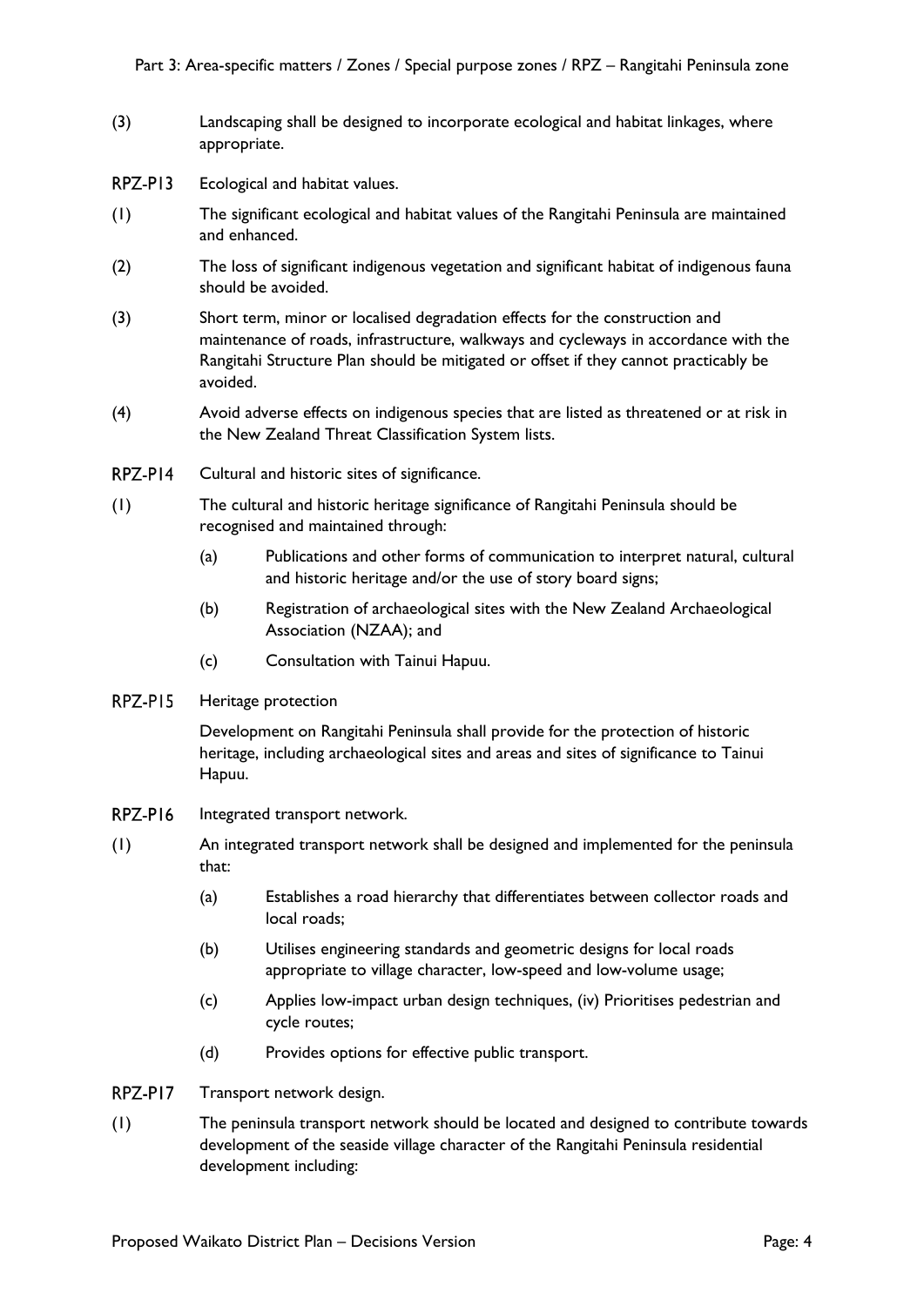(3) Landscaping shall be designed to incorporate ecological and habitat linkages, where appropriate.

RPZ-P13 Ecological and habitat values.

(1) The significant ecological and habitat values of the Rangitahi Peninsula are maintained and enhanced.

(2) The loss of significant indigenous vegetation and significant habitat of indigenous fauna should be avoided.

(3) Short term, minor or localised degradation effects for the construction and maintenance of roads, infrastructure, walkways and cycleways in accordance with the Rangitahi Structure Plan should be mitigated or offset if they cannot practicably be avoided.

(4) Avoid adverse effects on indigenous species that are listed as threatened or at risk in the New Zealand Threat Classification System lists.

RPZ-P14 Cultural and historic sites of significance.

(1) The cultural and historic heritage significance of Rangitahi Peninsula should be recognised and maintained through:

- (a) Publications and other forms of communication to interpret natural, cultural and historic heritage and/or the use of story board signs;
- (b) Registration of archaeological sites with the New Zealand Archaeological Association (NZAA); and
- (c) Consultation with Tainui Hapuu.

RPZ-P15 Heritage protection

Development on Rangitahi Peninsula shall provide for the protection of historic heritage, including archaeological sites and areas and sites of significance to Tainui Hapuu.

RPZ-P16 Integrated transport network.

(1) An integrated transport network shall be designed and implemented for the peninsula that:

- (a) Establishes a road hierarchy that differentiates between collector roads and local roads;
- (b) Utilises engineering standards and geometric designs for local roads appropriate to village character, low-speed and low-volume usage;
- (c) Applies low-impact urban design techniques, (iv) Prioritises pedestrian and cycle routes;
- (d) Provides options for effective public transport.

RPZ-P17 Transport network design.

(1) The peninsula transport network should be located and designed to contribute towards development of the seaside village character of the Rangitahi Peninsula residential development including: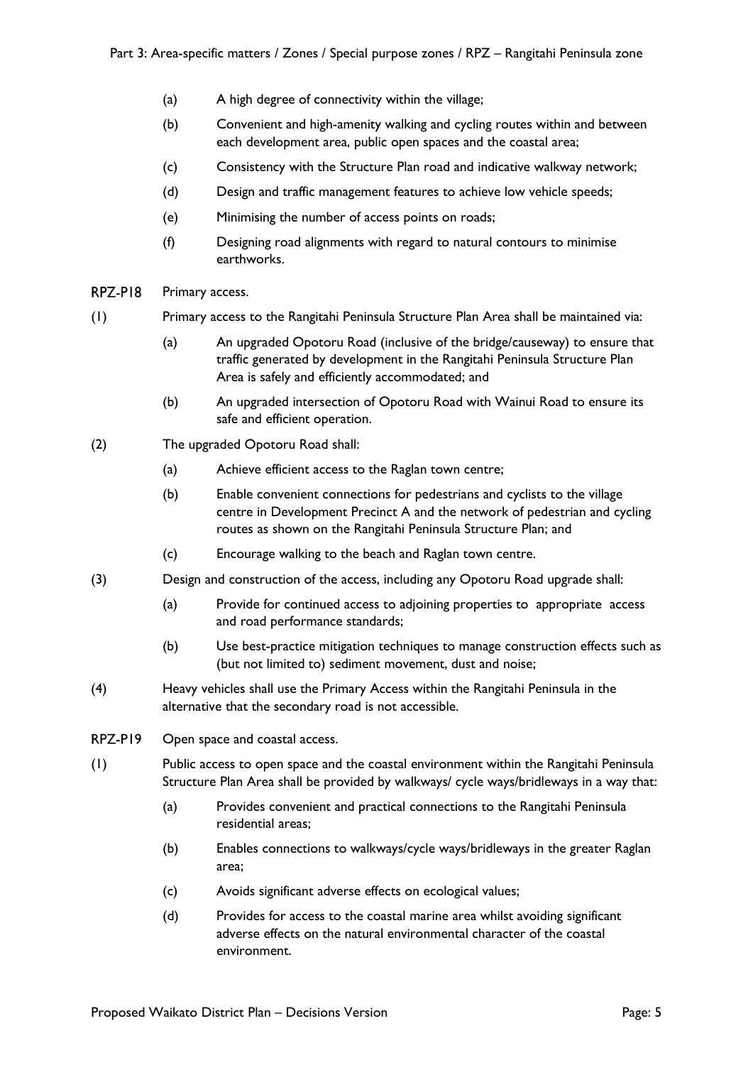(a) A high degree of connectivity within the village;

(b) Convenient and high-amenity walking and cycling routes within and between each development area, public open spaces and the coastal area;

(c) Consistency with the Structure Plan road and indicative walkway network;

(d) Design and traffic management features to achieve low vehicle speeds;

(e) Minimising the number of access points on roads;

(f) Designing road alignments with regard to natural contours to minimise earthworks.

**RPZ-P18** Primary access.

(1) Primary access to the Rangitahi Peninsula Structure Plan Area shall be maintained via:

(a) An upgraded Opotoru Road (inclusive of the bridge/causeway) to ensure that traffic generated by development in the Rangitahi Peninsula Structure Plan Area is safely and efficiently accommodated; and

(b) An upgraded intersection of Opotoru Road with Wainui Road to ensure its safe and efficient operation.

(2) The upgraded Opotoru Road shall:

(a) Achieve efficient access to the Raglan town centre;

(b) Enable convenient connections for pedestrians and cyclists to the village centre in Development Precinct A and the network of pedestrian and cycling routes as shown on the Rangitahi Peninsula Structure Plan; and

(c) Encourage walking to the beach and Raglan town centre.

(3) Design and construction of the access, including any Opotoru Road upgrade shall:

(a) Provide for continued access to adjoining properties to appropriate access and road performance standards;

(b) Use best-practice mitigation techniques to manage construction effects such as (but not limited to) sediment movement, dust and noise;

(4) Heavy vehicles shall use the Primary Access within the Rangitahi Peninsula in the alternative that the secondary road is not accessible.

**RPZ-P19** Open space and coastal access.

(1) Public access to open space and the coastal environment within the Rangitahi Peninsula Structure Plan Area shall be provided by walkways/ cycle ways/bridleways in a way that:

(a) Provides convenient and practical connections to the Rangitahi Peninsula residential areas;

(b) Enables connections to walkways/cycle ways/bridleways in the greater Raglan area;

(c) Avoids significant adverse effects on ecological values;

(d) Provides for access to the coastal marine area whilst avoiding significant adverse effects on the natural environmental character of the coastal environment.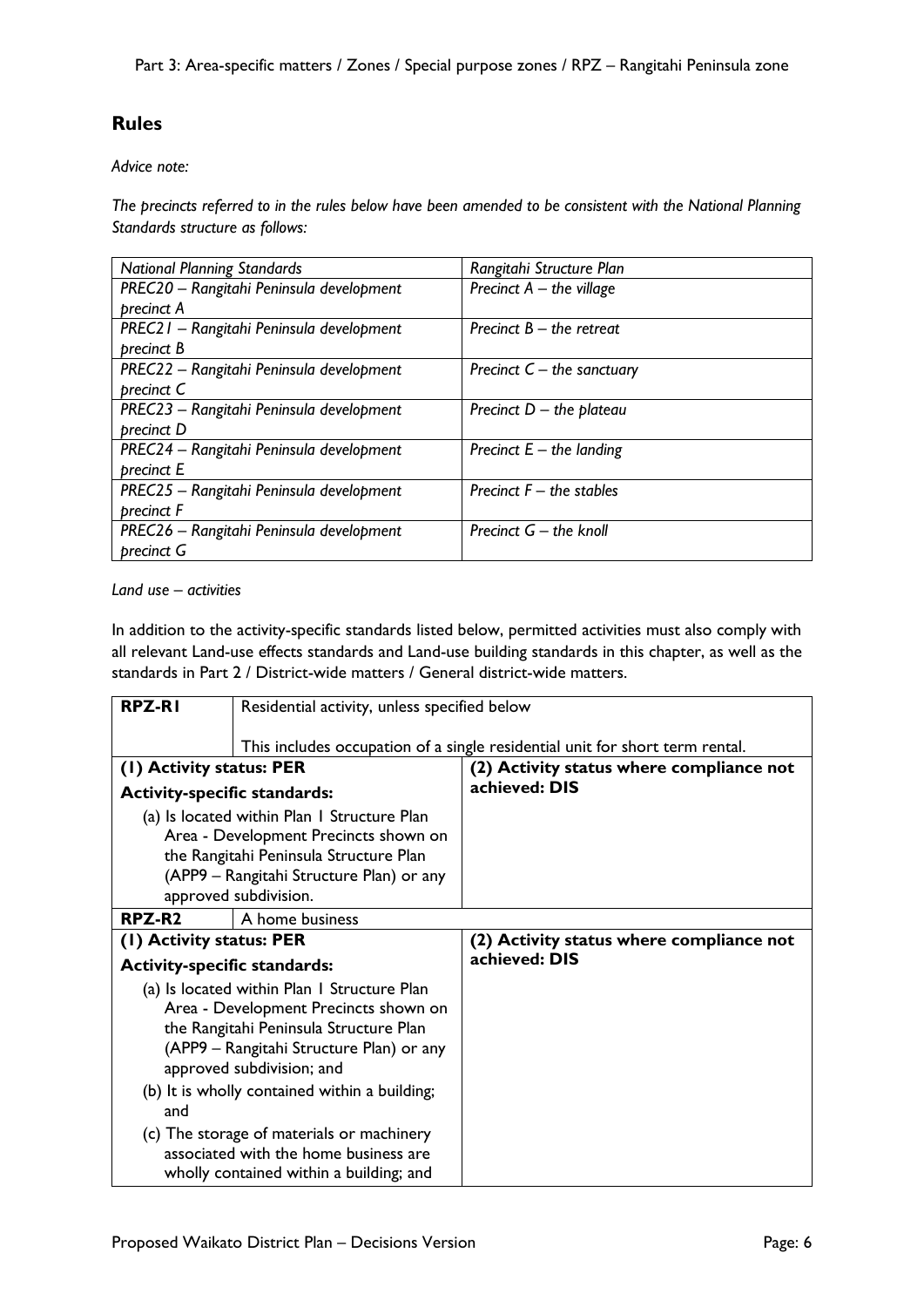## Rules

*Advice note:*

*The precincts referred to in the rules below have been amended to be consistent with the National Planning Standards structure as follows:*

| *National Planning Standards* | *Rangitahi Structure Plan* |
|---|---|
| *PREC20 – Rangitahi Peninsula development precinct A* | *Precinct A – the village* |
| *PREC21 – Rangitahi Peninsula development precinct B* | *Precinct B – the retreat* |
| *PREC22 – Rangitahi Peninsula development precinct C* | *Precinct C – the sanctuary* |
| *PREC23 – Rangitahi Peninsula development precinct D* | *Precinct D – the plateau* |
| *PREC24 – Rangitahi Peninsula development precinct E* | *Precinct E – the landing* |
| *PREC25 – Rangitahi Peninsula development precinct F* | *Precinct F – the stables* |
| *PREC26 – Rangitahi Peninsula development precinct G* | *Precinct G – the knoll* |

*Land use – activities*

In addition to the activity-specific standards listed below, permitted activities must also comply with all relevant Land-use effects standards and Land-use building standards in this chapter, as well as the standards in Part 2 / District-wide matters / General district-wide matters.

| **RPZ-R1** | Residential activity, unless specified below<br><br>This includes occupation of a single residential unit for short term rental. |
|---|---|
| **(1) Activity status: PER**<br>**Activity-specific standards:**<br>(a) Is located within Plan 1 Structure Plan Area - Development Precincts shown on the Rangitahi Peninsula Structure Plan (APP9 – Rangitahi Structure Plan) or any approved subdivision. | **(2) Activity status where compliance not achieved: DIS** |
| **RPZ-R2** | A home business |
| **(1) Activity status: PER**<br>**Activity-specific standards:**<br>(a) Is located within Plan 1 Structure Plan Area - Development Precincts shown on the Rangitahi Peninsula Structure Plan (APP9 – Rangitahi Structure Plan) or any approved subdivision; and<br>(b) It is wholly contained within a building; and<br>(c) The storage of materials or machinery associated with the home business are wholly contained within a building; and | **(2) Activity status where compliance not achieved: DIS** |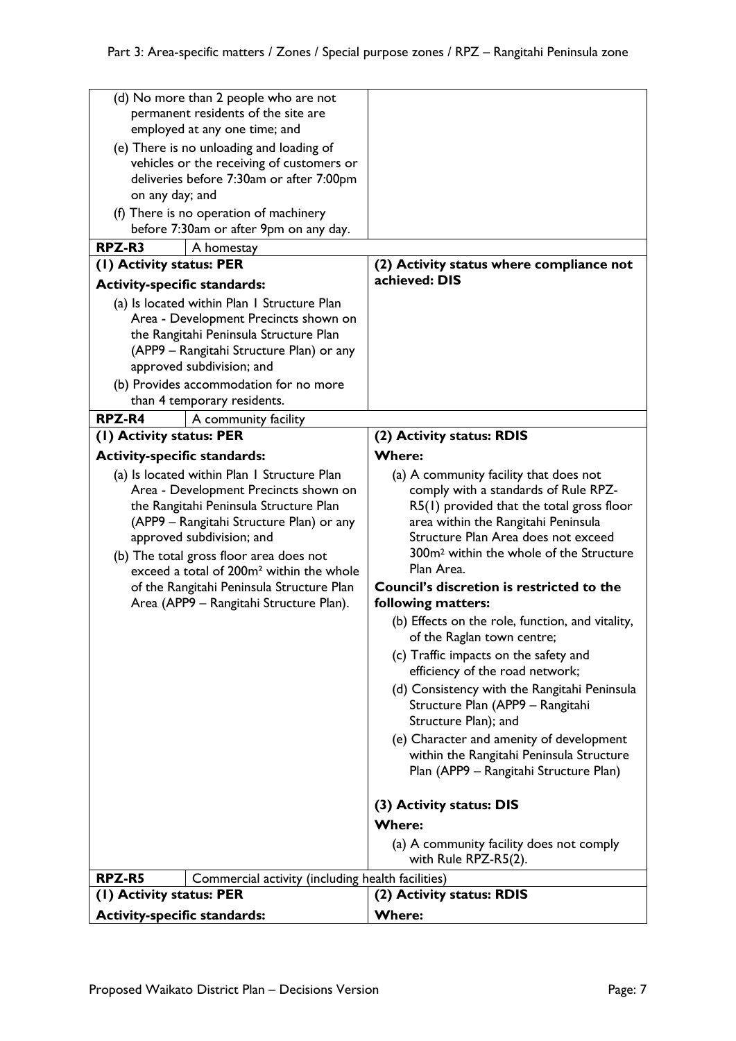| | |
|---|---|
| (d) No more than 2 people who are not permanent residents of the site are employed at any one time; and<br>(e) There is no unloading and loading of vehicles or the receiving of customers or deliveries before 7:30am or after 7:00pm on any day; and<br>(f) There is no operation of machinery before 7:30am or after 9pm on any day. | |
| **RPZ-R3** A homestay | |
| **(1) Activity status: PER**<br>**Activity-specific standards:**<br>(a) Is located within Plan 1 Structure Plan Area - Development Precincts shown on the Rangitahi Peninsula Structure Plan (APP9 – Rangitahi Structure Plan) or any approved subdivision; and<br>(b) Provides accommodation for no more than 4 temporary residents. | **(2) Activity status where compliance not achieved: DIS** |
| **RPZ-R4** A community facility | |
| **(1) Activity status: PER**<br>**Activity-specific standards:**<br>(a) Is located within Plan 1 Structure Plan Area - Development Precincts shown on the Rangitahi Peninsula Structure Plan (APP9 – Rangitahi Structure Plan) or any approved subdivision; and<br>(b) The total gross floor area does not exceed a total of 200m² within the whole of the Rangitahi Peninsula Structure Plan Area (APP9 – Rangitahi Structure Plan). | **(2) Activity status: RDIS**<br>**Where:**<br>(a) A community facility that does not comply with a standards of Rule RPZ-R5(1) provided that the total gross floor area within the Rangitahi Peninsula Structure Plan Area does not exceed 300m² within the whole of the Structure Plan Area.<br>**Council's discretion is restricted to the following matters:**<br>(b) Effects on the role, function, and vitality, of the Raglan town centre;<br>(c) Traffic impacts on the safety and efficiency of the road network;<br>(d) Consistency with the Rangitahi Peninsula Structure Plan (APP9 – Rangitahi Structure Plan); and<br>(e) Character and amenity of development within the Rangitahi Peninsula Structure Plan (APP9 – Rangitahi Structure Plan)<br><br>**(3) Activity status: DIS**<br>**Where:**<br>(a) A community facility does not comply with Rule RPZ-R5(2). |
| **RPZ-R5** Commercial activity (including health facilities) | |
| **(1) Activity status: PER**<br>**Activity-specific standards:** | **(2) Activity status: RDIS**<br>**Where:** |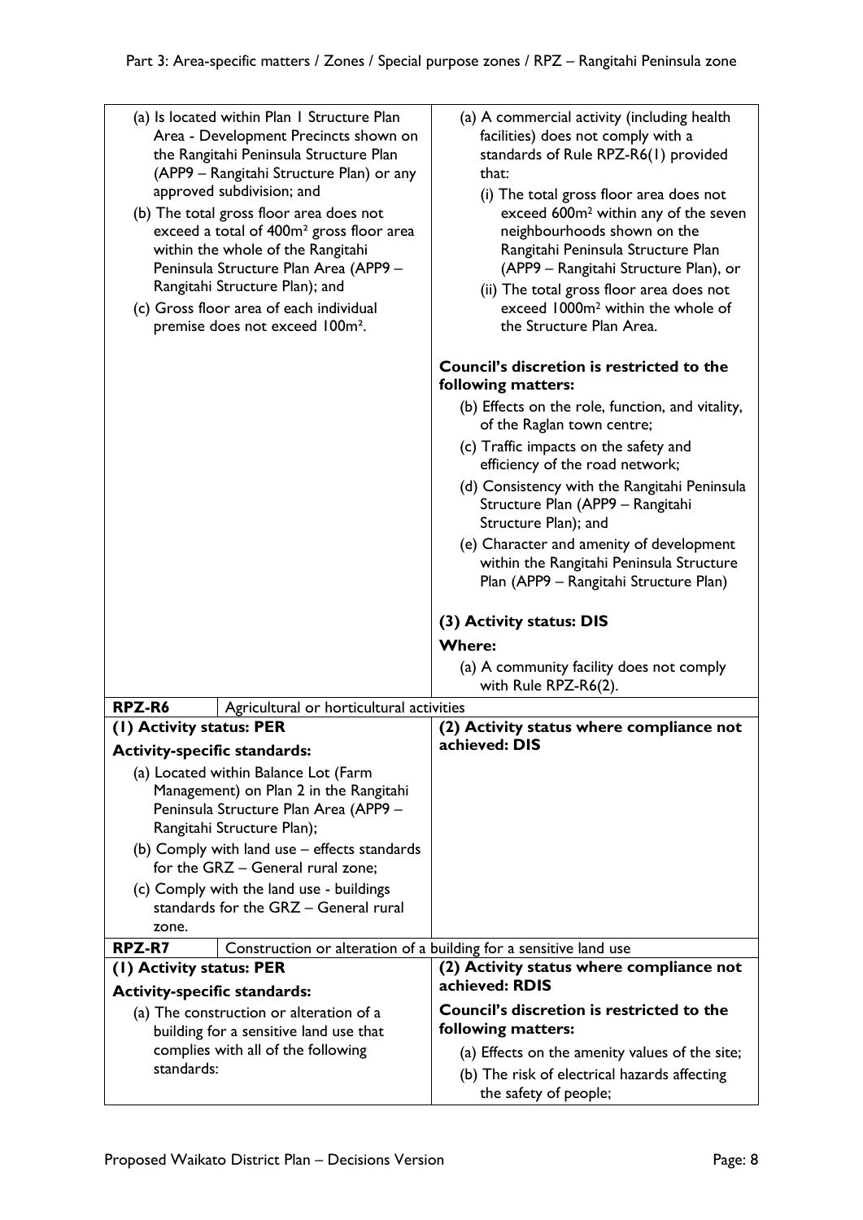| | |
|---|---|
| (a) Is located within Plan 1 Structure Plan Area - Development Precincts shown on the Rangitahi Peninsula Structure Plan (APP9 – Rangitahi Structure Plan) or any approved subdivision; and<br>(b) The total gross floor area does not exceed a total of 400m² gross floor area within the whole of the Rangitahi Peninsula Structure Plan Area (APP9 – Rangitahi Structure Plan); and<br>(c) Gross floor area of each individual premise does not exceed 100m². | (a) A commercial activity (including health facilities) does not comply with a standards of Rule RPZ-R6(1) provided that:<br>(i) The total gross floor area does not exceed 600m² within any of the seven neighbourhoods shown on the Rangitahi Peninsula Structure Plan (APP9 – Rangitahi Structure Plan), or<br>(ii) The total gross floor area does not exceed 1000m² within the whole of the Structure Plan Area.<br><br>**Council's discretion is restricted to the following matters:**<br>(b) Effects on the role, function, and vitality, of the Raglan town centre;<br>(c) Traffic impacts on the safety and efficiency of the road network;<br>(d) Consistency with the Rangitahi Peninsula Structure Plan (APP9 – Rangitahi Structure Plan); and<br>(e) Character and amenity of development within the Rangitahi Peninsula Structure Plan (APP9 – Rangitahi Structure Plan)<br><br>**(3) Activity status: DIS**<br>**Where:**<br>(a) A community facility does not comply with Rule RPZ-R6(2). |
| **RPZ-R6** | Agricultural or horticultural activities |
| **(1) Activity status: PER**<br>**Activity-specific standards:**<br>(a) Located within Balance Lot (Farm Management) on Plan 2 in the Rangitahi Peninsula Structure Plan Area (APP9 – Rangitahi Structure Plan);<br>(b) Comply with land use – effects standards for the GRZ – General rural zone;<br>(c) Comply with the land use - buildings standards for the GRZ – General rural zone. | **(2) Activity status where compliance not achieved: DIS** |
| **RPZ-R7** | Construction or alteration of a building for a sensitive land use |
| **(1) Activity status: PER**<br>**Activity-specific standards:**<br>(a) The construction or alteration of a building for a sensitive land use that complies with all of the following standards: | **(2) Activity status where compliance not achieved: RDIS**<br>**Council's discretion is restricted to the following matters:**<br>(a) Effects on the amenity values of the site;<br>(b) The risk of electrical hazards affecting the safety of people; |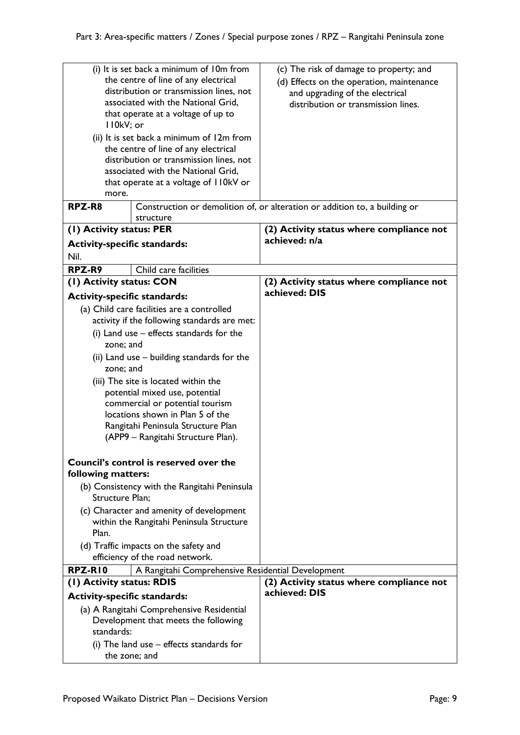| | |
|---|---|
| (i) It is set back a minimum of 10m from the centre of line of any electrical distribution or transmission lines, not associated with the National Grid, that operate at a voltage of up to 110kV; or<br>(ii) It is set back a minimum of 12m from the centre of line of any electrical distribution or transmission lines, not associated with the National Grid, that operate at a voltage of 110kV or more. | (c) The risk of damage to property; and<br>(d) Effects on the operation, maintenance and upgrading of the electrical distribution or transmission lines. |
| **RPZ-R8** Construction or demolition of, or alteration or addition to, a building or structure | |
| **(1) Activity status: PER**<br>**Activity-specific standards:**<br>Nil. | **(2) Activity status where compliance not achieved: n/a** |
| **RPZ-R9** Child care facilities | |
| **(1) Activity status: CON**<br>**Activity-specific standards:**<br>(a) Child care facilities are a controlled activity if the following standards are met:<br>(i) Land use – effects standards for the zone; and<br>(ii) Land use – building standards for the zone; and<br>(iii) The site is located within the potential mixed use, potential commercial or potential tourism locations shown in Plan 5 of the Rangitahi Peninsula Structure Plan (APP9 – Rangitahi Structure Plan).<br><br>**Council's control is reserved over the following matters:**<br>(b) Consistency with the Rangitahi Peninsula Structure Plan;<br>(c) Character and amenity of development within the Rangitahi Peninsula Structure Plan.<br>(d) Traffic impacts on the safety and efficiency of the road network. | **(2) Activity status where compliance not achieved: DIS** |
| **RPZ-R10** A Rangitahi Comprehensive Residential Development | |
| **(1) Activity status: RDIS**<br>**Activity-specific standards:**<br>(a) A Rangitahi Comprehensive Residential Development that meets the following standards:<br>(i) The land use – effects standards for the zone; and | **(2) Activity status where compliance not achieved: DIS** |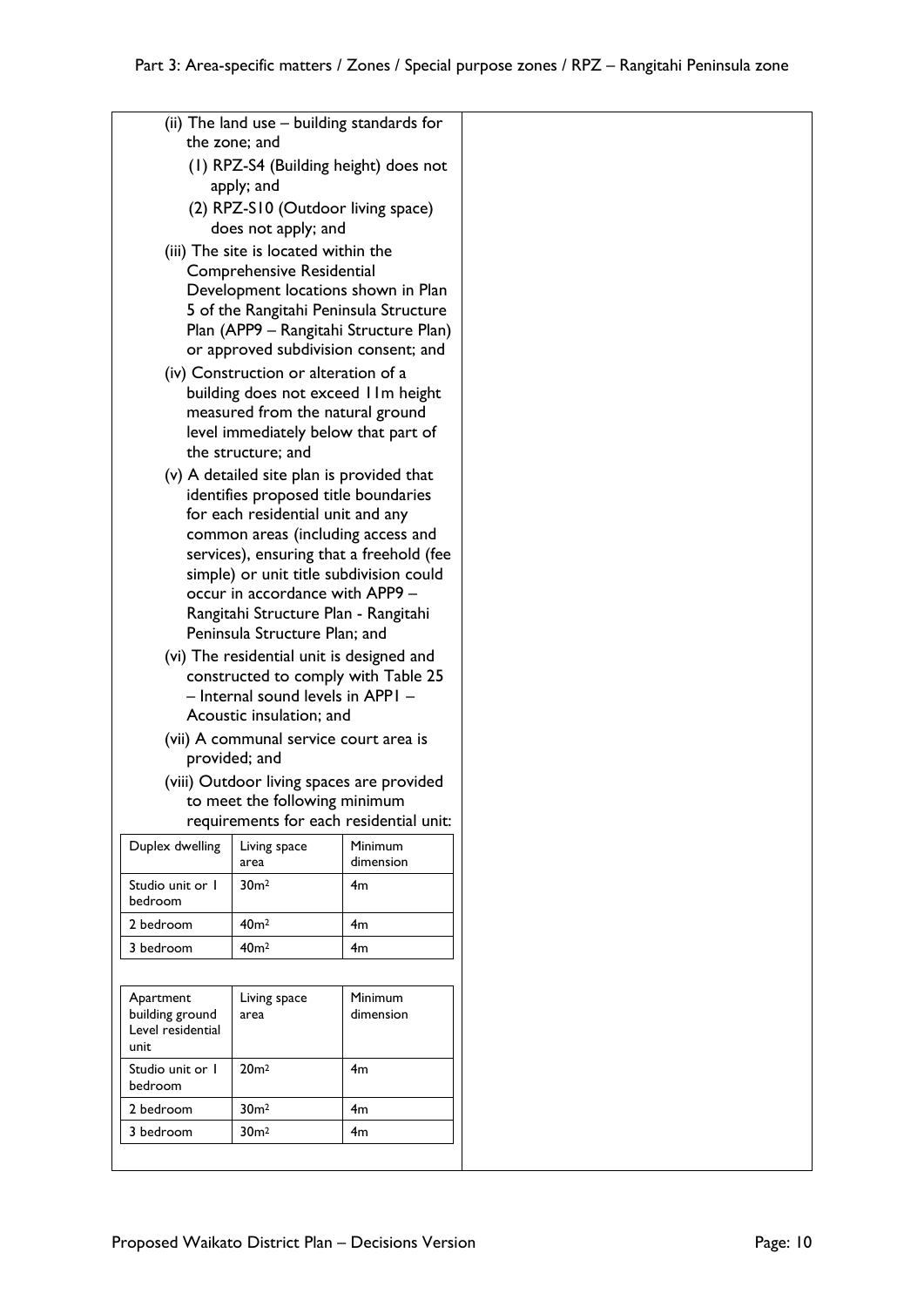(ii) The land use – building standards for the zone; and

    (1) RPZ-S4 (Building height) does not apply; and

    (2) RPZ-S10 (Outdoor living space) does not apply; and

(iii) The site is located within the Comprehensive Residential Development locations shown in Plan 5 of the Rangitahi Peninsula Structure Plan (APP9 – Rangitahi Structure Plan) or approved subdivision consent; and

(iv) Construction or alteration of a building does not exceed 11m height measured from the natural ground level immediately below that part of the structure; and

(v) A detailed site plan is provided that identifies proposed title boundaries for each residential unit and any common areas (including access and services), ensuring that a freehold (fee simple) or unit title subdivision could occur in accordance with APP9 – Rangitahi Structure Plan - Rangitahi Peninsula Structure Plan; and

(vi) The residential unit is designed and constructed to comply with Table 25 – Internal sound levels in APP1 – Acoustic insulation; and

(vii) A communal service court area is provided; and

(viii) Outdoor living spaces are provided to meet the following minimum requirements for each residential unit:

| Duplex dwelling | Living space area | Minimum dimension |
|---|---|---|
| Studio unit or 1 bedroom | 30m² | 4m |
| 2 bedroom | 40m² | 4m |
| 3 bedroom | 40m² | 4m |

| Apartment building ground Level residential unit | Living space area | Minimum dimension |
|---|---|---|
| Studio unit or 1 bedroom | 20m² | 4m |
| 2 bedroom | 30m² | 4m |
| 3 bedroom | 30m² | 4m |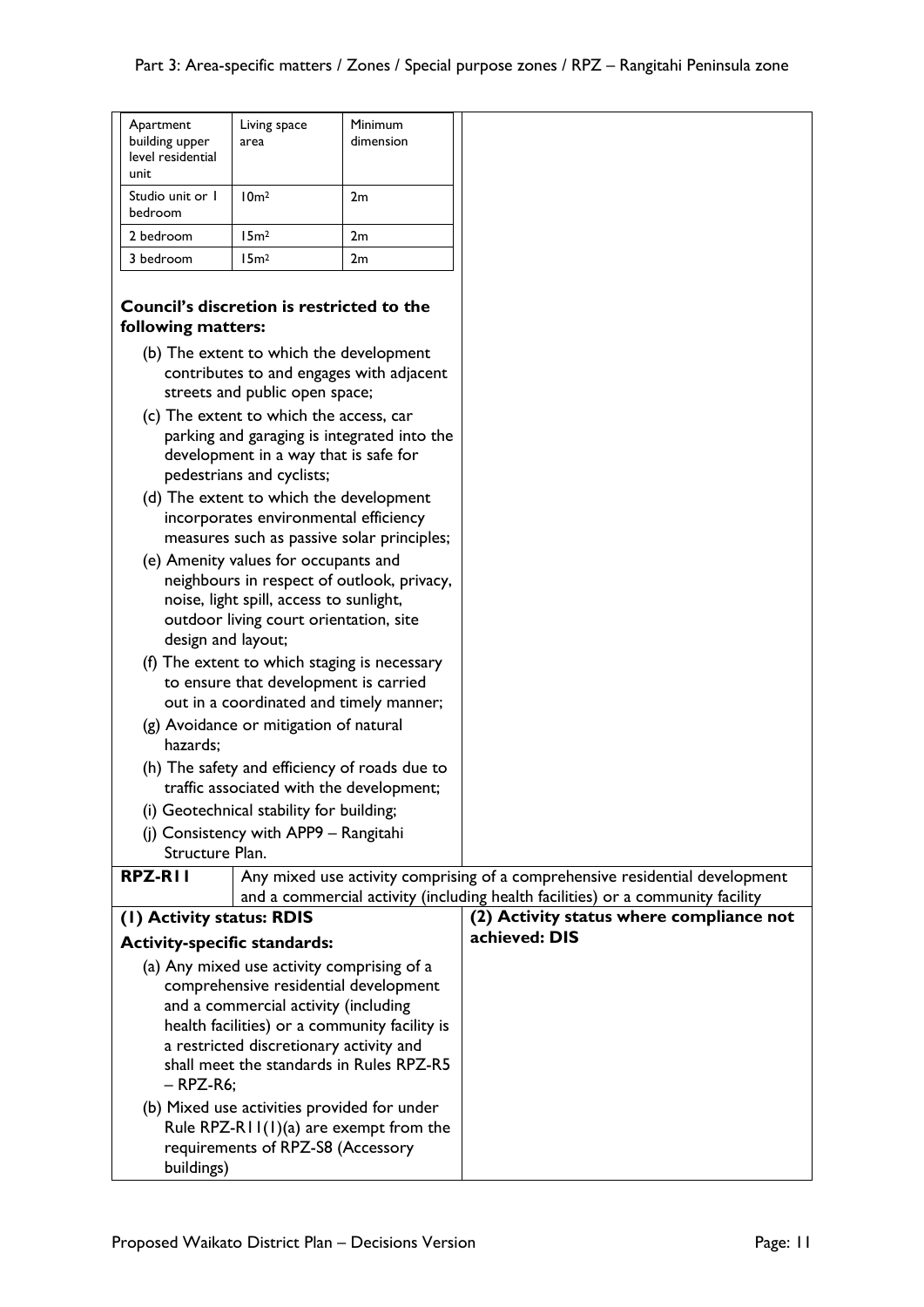| Apartment building upper level residential unit | Living space area | Minimum dimension |
|---|---|---|
| Studio unit or 1 bedroom | 10m² | 2m |
| 2 bedroom | 15m² | 2m |
| 3 bedroom | 15m² | 2m |

**Council's discretion is restricted to the following matters:**

(b) The extent to which the development contributes to and engages with adjacent streets and public open space;

(c) The extent to which the access, car parking and garaging is integrated into the development in a way that is safe for pedestrians and cyclists;

(d) The extent to which the development incorporates environmental efficiency measures such as passive solar principles;

(e) Amenity values for occupants and neighbours in respect of outlook, privacy, noise, light spill, access to sunlight, outdoor living court orientation, site design and layout;

(f) The extent to which staging is necessary to ensure that development is carried out in a coordinated and timely manner;

(g) Avoidance or mitigation of natural hazards;

(h) The safety and efficiency of roads due to traffic associated with the development;

(i) Geotechnical stability for building;

(j) Consistency with APP9 – Rangitahi Structure Plan.

| **RPZ-R11** | Any mixed use activity comprising of a comprehensive residential development and a commercial activity (including health facilities) or a community facility |
|---|---|
| **(1) Activity status: RDIS**<br><br>**Activity-specific standards:**<br><br>(a) Any mixed use activity comprising of a comprehensive residential development and a commercial activity (including health facilities) or a community facility is a restricted discretionary activity and shall meet the standards in Rules RPZ-R5 – RPZ-R6;<br><br>(b) Mixed use activities provided for under Rule RPZ-R11(1)(a) are exempt from the requirements of RPZ-S8 (Accessory buildings) | **(2) Activity status where compliance not achieved: DIS** |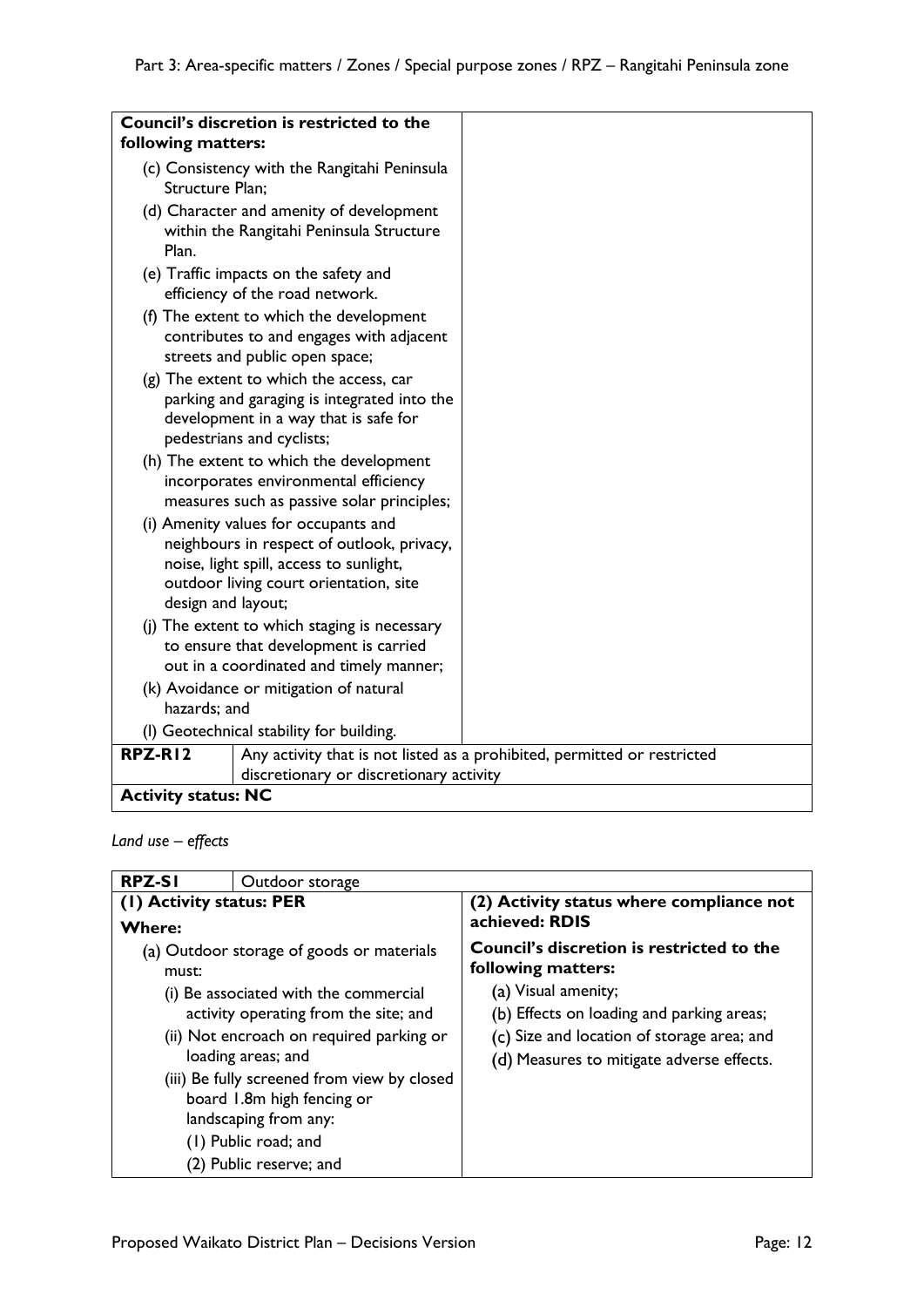| | |
|---|---|
| **Council's discretion is restricted to the following matters:**<br>(c) Consistency with the Rangitahi Peninsula Structure Plan;<br>(d) Character and amenity of development within the Rangitahi Peninsula Structure Plan.<br>(e) Traffic impacts on the safety and efficiency of the road network.<br>(f) The extent to which the development contributes to and engages with adjacent streets and public open space;<br>(g) The extent to which the access, car parking and garaging is integrated into the development in a way that is safe for pedestrians and cyclists;<br>(h) The extent to which the development incorporates environmental efficiency measures such as passive solar principles;<br>(i) Amenity values for occupants and neighbours in respect of outlook, privacy, noise, light spill, access to sunlight, outdoor living court orientation, site design and layout;<br>(j) The extent to which staging is necessary to ensure that development is carried out in a coordinated and timely manner;<br>(k) Avoidance or mitigation of natural hazards; and<br>(l) Geotechnical stability for building. | |
| **RPZ-R12** | Any activity that is not listed as a prohibited, permitted or restricted discretionary or discretionary activity |
| **Activity status: NC** | |

*Land use – effects*

| **RPZ-S1** | Outdoor storage |
|---|---|
| **(1) Activity status: PER**<br>**Where:**<br>(a) Outdoor storage of goods or materials must:<br>(i) Be associated with the commercial activity operating from the site; and<br>(ii) Not encroach on required parking or loading areas; and<br>(iii) Be fully screened from view by closed board 1.8m high fencing or landscaping from any:<br>(1) Public road; and<br>(2) Public reserve; and | **(2) Activity status where compliance not achieved: RDIS**<br>**Council's discretion is restricted to the following matters:**<br>(a) Visual amenity;<br>(b) Effects on loading and parking areas;<br>(c) Size and location of storage area; and<br>(d) Measures to mitigate adverse effects. |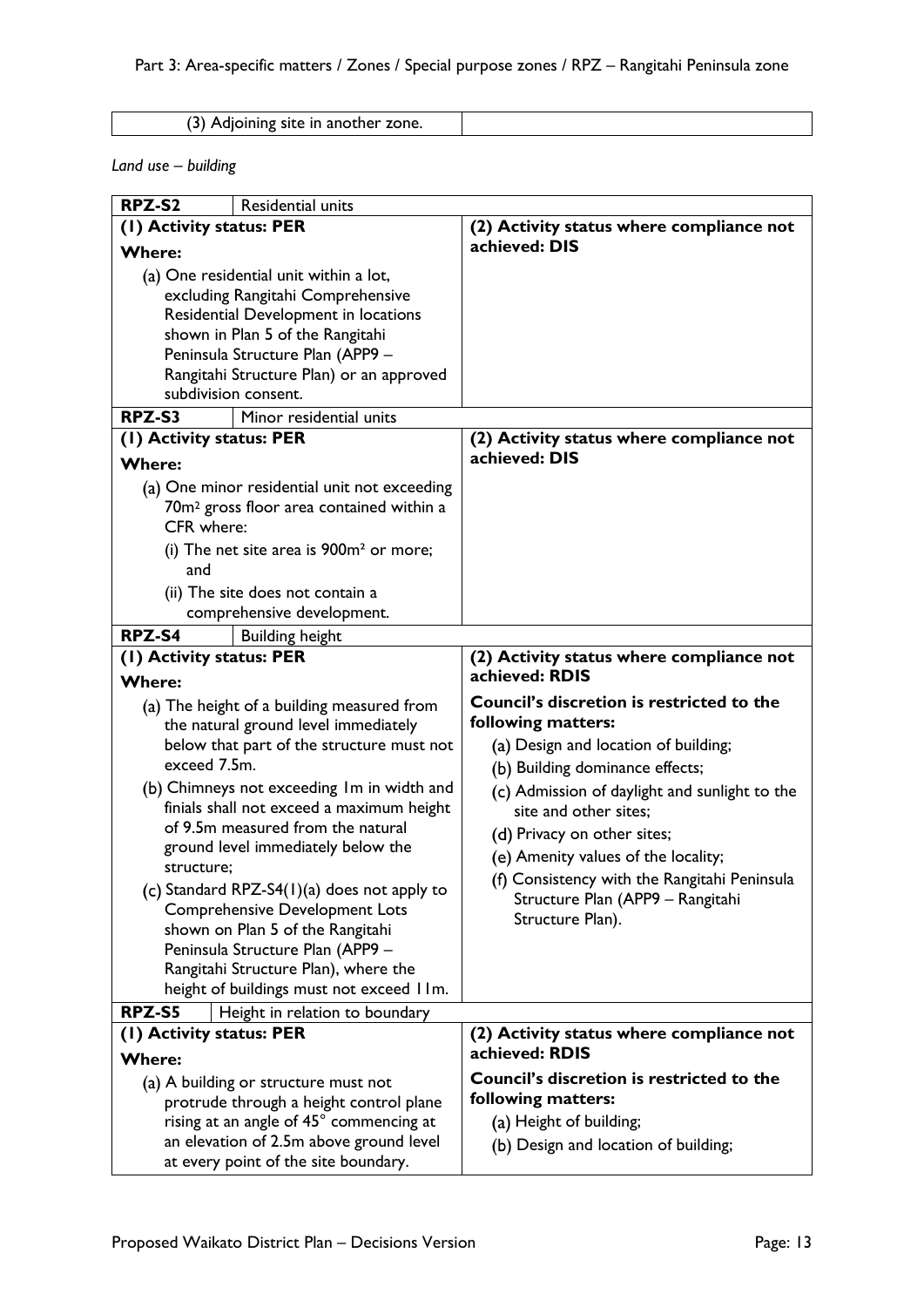| (3) Adjoining site in another zone. | |
|---|---|

*Land use – building*

| **RPZ-S2** | Residential units |
|---|---|
| **(1) Activity status: PER**<br>**Where:**<br>(a) One residential unit within a lot, excluding Rangitahi Comprehensive Residential Development in locations shown in Plan 5 of the Rangitahi Peninsula Structure Plan (APP9 – Rangitahi Structure Plan) or an approved subdivision consent. | **(2) Activity status where compliance not achieved: DIS** |
| **RPZ-S3** | Minor residential units |
| **(1) Activity status: PER**<br>**Where:**<br>(a) One minor residential unit not exceeding 70m² gross floor area contained within a CFR where:<br>(i) The net site area is 900m² or more; and<br>(ii) The site does not contain a comprehensive development. | **(2) Activity status where compliance not achieved: DIS** |
| **RPZ-S4** | Building height |
| **(1) Activity status: PER**<br>**Where:**<br>(a) The height of a building measured from the natural ground level immediately below that part of the structure must not exceed 7.5m.<br>(b) Chimneys not exceeding 1m in width and finials shall not exceed a maximum height of 9.5m measured from the natural ground level immediately below the structure;<br>(c) Standard RPZ-S4(1)(a) does not apply to Comprehensive Development Lots shown on Plan 5 of the Rangitahi Peninsula Structure Plan (APP9 – Rangitahi Structure Plan), where the height of buildings must not exceed 11m. | **(2) Activity status where compliance not achieved: RDIS**<br>**Council's discretion is restricted to the following matters:**<br>(a) Design and location of building;<br>(b) Building dominance effects;<br>(c) Admission of daylight and sunlight to the site and other sites;<br>(d) Privacy on other sites;<br>(e) Amenity values of the locality;<br>(f) Consistency with the Rangitahi Peninsula Structure Plan (APP9 – Rangitahi Structure Plan). |
| **RPZ-S5** | Height in relation to boundary |
| **(1) Activity status: PER**<br>**Where:**<br>(a) A building or structure must not protrude through a height control plane rising at an angle of 45° commencing at an elevation of 2.5m above ground level at every point of the site boundary. | **(2) Activity status where compliance not achieved: RDIS**<br>**Council's discretion is restricted to the following matters:**<br>(a) Height of building;<br>(b) Design and location of building; |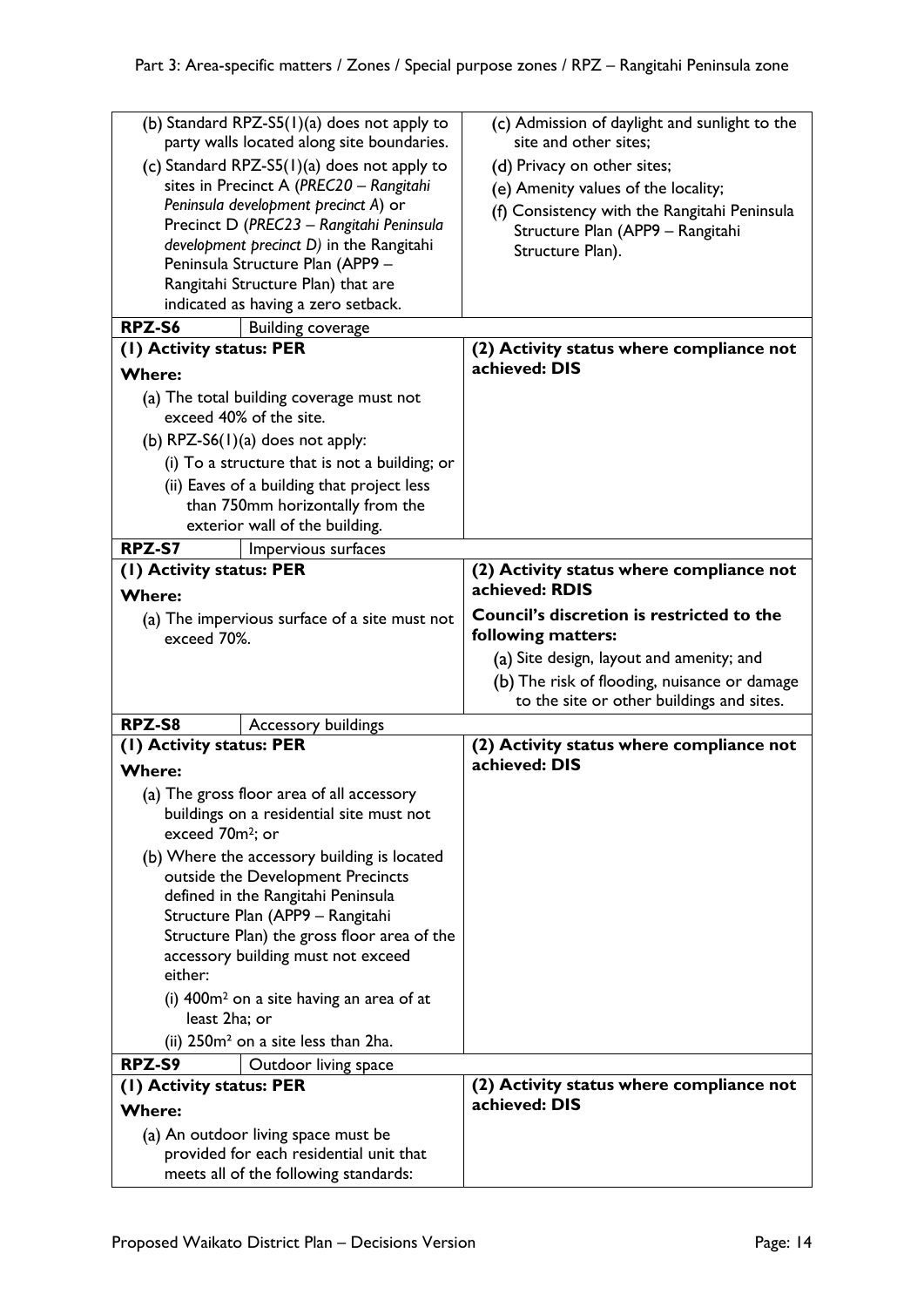| | |
|---|---|
| (b) Standard RPZ-S5(1)(a) does not apply to party walls located along site boundaries.<br>(c) Standard RPZ-S5(1)(a) does not apply to sites in Precinct A (*PREC20 – Rangitahi Peninsula development precinct A*) or Precinct D (*PREC23 – Rangitahi Peninsula development precinct D)* in the Rangitahi Peninsula Structure Plan (APP9 – Rangitahi Structure Plan) that are indicated as having a zero setback. | (c) Admission of daylight and sunlight to the site and other sites;<br>(d) Privacy on other sites;<br>(e) Amenity values of the locality;<br>(f) Consistency with the Rangitahi Peninsula Structure Plan (APP9 – Rangitahi Structure Plan). |
| **RPZ-S6** Building coverage | |
| **(1) Activity status: PER**<br>**Where:**<br>(a) The total building coverage must not exceed 40% of the site.<br>(b) RPZ-S6(1)(a) does not apply:<br>(i) To a structure that is not a building; or<br>(ii) Eaves of a building that project less than 750mm horizontally from the exterior wall of the building. | **(2) Activity status where compliance not achieved: DIS** |
| **RPZ-S7** Impervious surfaces | |
| **(1) Activity status: PER**<br>**Where:**<br>(a) The impervious surface of a site must not exceed 70%. | **(2) Activity status where compliance not achieved: RDIS**<br>**Council's discretion is restricted to the following matters:**<br>(a) Site design, layout and amenity; and<br>(b) The risk of flooding, nuisance or damage to the site or other buildings and sites. |
| **RPZ-S8** Accessory buildings | |
| **(1) Activity status: PER**<br>**Where:**<br>(a) The gross floor area of all accessory buildings on a residential site must not exceed 70m²; or<br>(b) Where the accessory building is located outside the Development Precincts defined in the Rangitahi Peninsula Structure Plan (APP9 – Rangitahi Structure Plan) the gross floor area of the accessory building must not exceed either:<br>(i) 400m² on a site having an area of at least 2ha; or<br>(ii) 250m² on a site less than 2ha. | **(2) Activity status where compliance not achieved: DIS** |
| **RPZ-S9** Outdoor living space | |
| **(1) Activity status: PER**<br>**Where:**<br>(a) An outdoor living space must be provided for each residential unit that meets all of the following standards: | **(2) Activity status where compliance not achieved: DIS** |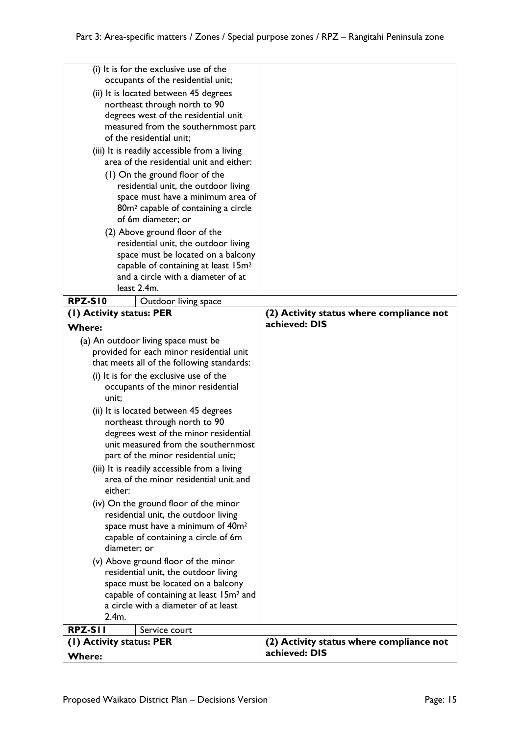| | |
|---|---|
| (i) It is for the exclusive use of the occupants of the residential unit;<br>(ii) It is located between 45 degrees northeast through north to 90 degrees west of the residential unit measured from the southernmost part of the residential unit;<br>(iii) It is readily accessible from a living area of the residential unit and either:<br>(1) On the ground floor of the residential unit, the outdoor living space must have a minimum area of 80m$^2$ capable of containing a circle of 6m diameter; or<br>(2) Above ground floor of the residential unit, the outdoor living space must be located on a balcony capable of containing at least 15m$^2$ and a circle with a diameter of at least 2.4m. | |
| **RPZ-S10** Outdoor living space | |
| **(1) Activity status: PER**<br>**Where:**<br>(a) An outdoor living space must be provided for each minor residential unit that meets all of the following standards:<br>(i) It is for the exclusive use of the occupants of the minor residential unit;<br>(ii) It is located between 45 degrees northeast through north to 90 degrees west of the minor residential unit measured from the southernmost part of the minor residential unit;<br>(iii) It is readily accessible from a living area of the minor residential unit and either:<br>(iv) On the ground floor of the minor residential unit, the outdoor living space must have a minimum of 40m$^2$ capable of containing a circle of 6m diameter; or<br>(v) Above ground floor of the minor residential unit, the outdoor living space must be located on a balcony capable of containing at least 15m$^2$ and a circle with a diameter of at least 2.4m. | **(2) Activity status where compliance not achieved: DIS** |
| **RPZ-S11** Service court | |
| **(1) Activity status: PER**<br>**Where:** | **(2) Activity status where compliance not achieved: DIS** |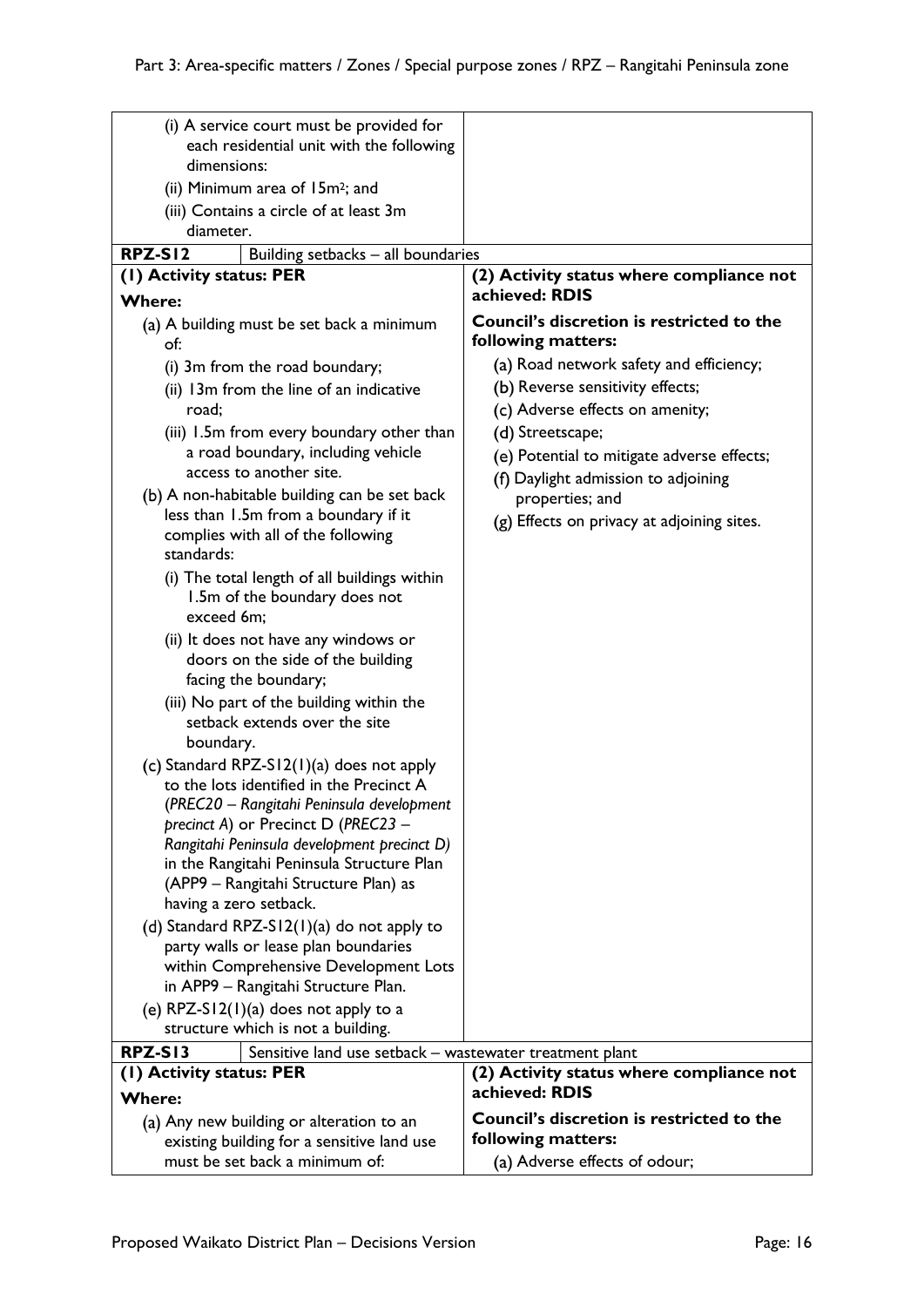| | |
|---|---|
| (i) A service court must be provided for each residential unit with the following dimensions:<br>(ii) Minimum area of 15m$^2$; and<br>(iii) Contains a circle of at least 3m diameter. | |
| **RPZ-S12** Building setbacks – all boundaries | |
| **(1) Activity status: PER**<br>**Where:**<br>(a) A building must be set back a minimum of:<br>(i) 3m from the road boundary;<br>(ii) 13m from the line of an indicative road;<br>(iii) 1.5m from every boundary other than a road boundary, including vehicle access to another site.<br>(b) A non-habitable building can be set back less than 1.5m from a boundary if it complies with all of the following standards:<br>(i) The total length of all buildings within 1.5m of the boundary does not exceed 6m;<br>(ii) It does not have any windows or doors on the side of the building facing the boundary;<br>(iii) No part of the building within the setback extends over the site boundary.<br>(c) Standard RPZ-S12(1)(a) does not apply to the lots identified in the Precinct A (*PREC20 – Rangitahi Peninsula development precinct A*) or Precinct D (*PREC23 – Rangitahi Peninsula development precinct D)* in the Rangitahi Peninsula Structure Plan (APP9 – Rangitahi Structure Plan) as having a zero setback.<br>(d) Standard RPZ-S12(1)(a) do not apply to party walls or lease plan boundaries within Comprehensive Development Lots in APP9 – Rangitahi Structure Plan.<br>(e) RPZ-S12(1)(a) does not apply to a structure which is not a building. | **(2) Activity status where compliance not achieved: RDIS**<br>**Council's discretion is restricted to the following matters:**<br>(a) Road network safety and efficiency;<br>(b) Reverse sensitivity effects;<br>(c) Adverse effects on amenity;<br>(d) Streetscape;<br>(e) Potential to mitigate adverse effects;<br>(f) Daylight admission to adjoining properties; and<br>(g) Effects on privacy at adjoining sites. |
| **RPZ-S13** Sensitive land use setback – wastewater treatment plant | |
| **(1) Activity status: PER**<br>**Where:**<br>(a) Any new building or alteration to an existing building for a sensitive land use must be set back a minimum of: | **(2) Activity status where compliance not achieved: RDIS**<br>**Council's discretion is restricted to the following matters:**<br>(a) Adverse effects of odour; |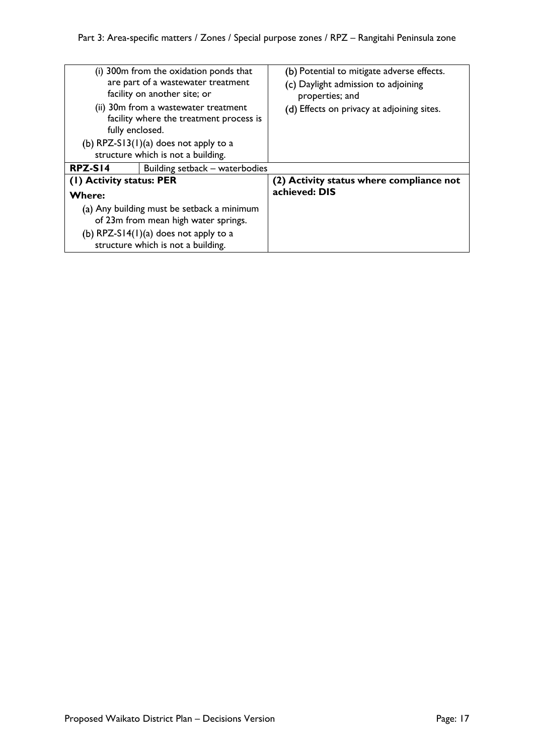| | |
|---|---|
| (i) 300m from the oxidation ponds that are part of a wastewater treatment facility on another site; or<br>(ii) 30m from a wastewater treatment facility where the treatment process is fully enclosed.<br>(b) RPZ-S13(1)(a) does not apply to a structure which is not a building. | (b) Potential to mitigate adverse effects.<br>(c) Daylight admission to adjoining properties; and<br>(d) Effects on privacy at adjoining sites. |
| **RPZ-S14** Building setback – waterbodies | |
| **(1) Activity status: PER**<br>**Where:**<br>(a) Any building must be setback a minimum of 23m from mean high water springs.<br>(b) RPZ-S14(1)(a) does not apply to a structure which is not a building. | **(2) Activity status where compliance not achieved: DIS** |